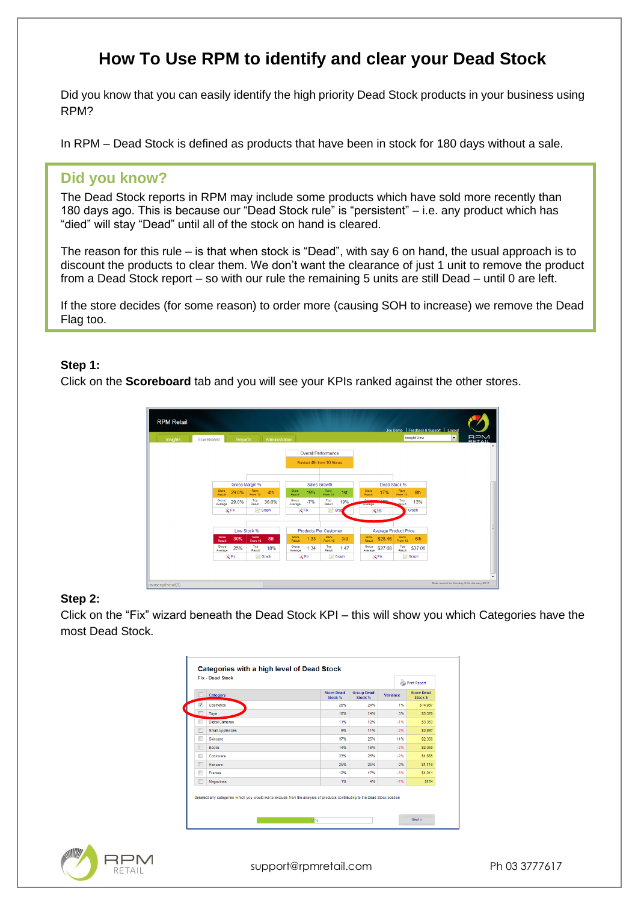# How To Use RPM to identify and clear your Dead Stock

Did you know that you can easily identify the high priority Dead Stock products in your business using RPM?

In RPM – Dead Stock is defined as products that have been in stock for 180 days without a sale.

## Did you know?

The Dead Stock reports in RPM may include some products which have sold more recently than 180 days ago. This is because our "Dead Stock rule" is "persistent" – i.e. any product which has "died" will stay "Dead" until all of the stock on hand is cleared.

The reason for this rule – is that when stock is "Dead", with say 6 on hand, the usual approach is to discount the products to clear them. We don't want the clearance of just 1 unit to remove the product from a Dead Stock report – so with our rule the remaining 5 units are still Dead – until 0 are left.

If the store decides (for some reason) to order more (causing SOH to increase) we remove the Dead Flag too.

**Step 1:**

Click on the **Scoreboard** tab and you will see your KPIs ranked against the other stores.

**Step 2:**

Click on the "Fix" wizard beneath the Dead Stock KPI – this will show you which Categories have the most Dead Stock.

support@rpmretail.com Ph 03 3777617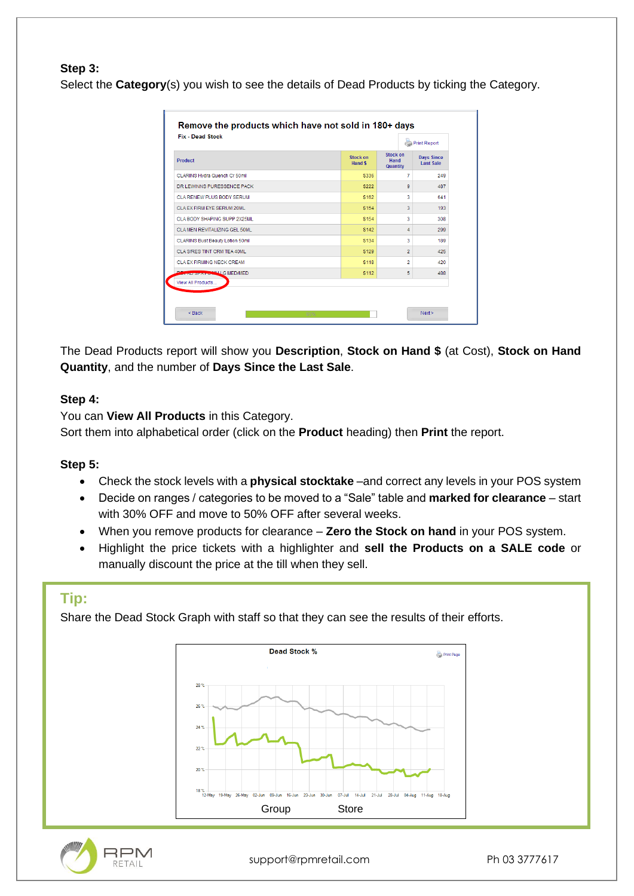**Step 3:**
Select the **Category**(s) you wish to see the details of Dead Products by ticking the Category.

Remove the products which have not sold in 180+ days

Fix - Dead Stock

Print Report

| Product | Stock on Hand $ | Stock on Hand Quantity | Days Since Last Sale |
|---|---|---|---|
| CLARINS Hydra Quench Cr 50ml | $336 | 7 | 249 |
| DR LEWINNS PURESSENCE PACK | $222 | 9 | 487 |
| CLA RENEW PLUS BODY SERUM | $162 | 3 | 641 |
| CLA EX FIRM EYE SERUM 20ML | $154 | 3 | 193 |
| CLA BODY SHAPING SUPP 2X25ML | $154 | 3 | 308 |
| CLA MEN REVITALIZING GEL 50ML | $142 | 4 | 299 |
| CLARINS Bust Beauty Lotion 50ml | $134 | 3 | 189 |
| CLA S/RES TINT CRM TEA 40ML | $129 | 2 | 425 |
| CLA EX FIRMING NECK CREAM | $118 | 2 | 420 |
| ...LG MED/MED | $112 | 5 | 498 |

View All Products...

< Back    Next >

The Dead Products report will show you **Description**, **Stock on Hand $** (at Cost), **Stock on Hand Quantity**, and the number of **Days Since the Last Sale**.

**Step 4:**
You can **View All Products** in this Category.
Sort them into alphabetical order (click on the **Product** heading) then **Print** the report.

**Step 5:**

- Check the stock levels with a **physical stocktake** –and correct any levels in your POS system
- Decide on ranges / categories to be moved to a "Sale" table and **marked for clearance** – start with 30% OFF and move to 50% OFF after several weeks.
- When you remove products for clearance – **Zero the Stock on hand** in your POS system.
- Highlight the price tickets with a highlighter and **sell the Products on a SALE code** or manually discount the price at the till when they sell.

## Tip:

Share the Dead Stock Graph with staff so that they can see the results of their efforts.

Dead Stock %

Print Page

28 %
26 %
24 %
22 %
20 %
18 %

12-May 19-May 26-May 02-Jun 09-Jun 16-Jun 23-Jun 30-Jun 07-Jul 14-Jul 21-Jul 28-Jul 04-Aug 11-Aug 18-Aug

Group Store

support@rpmretail.com Ph 03 3777617